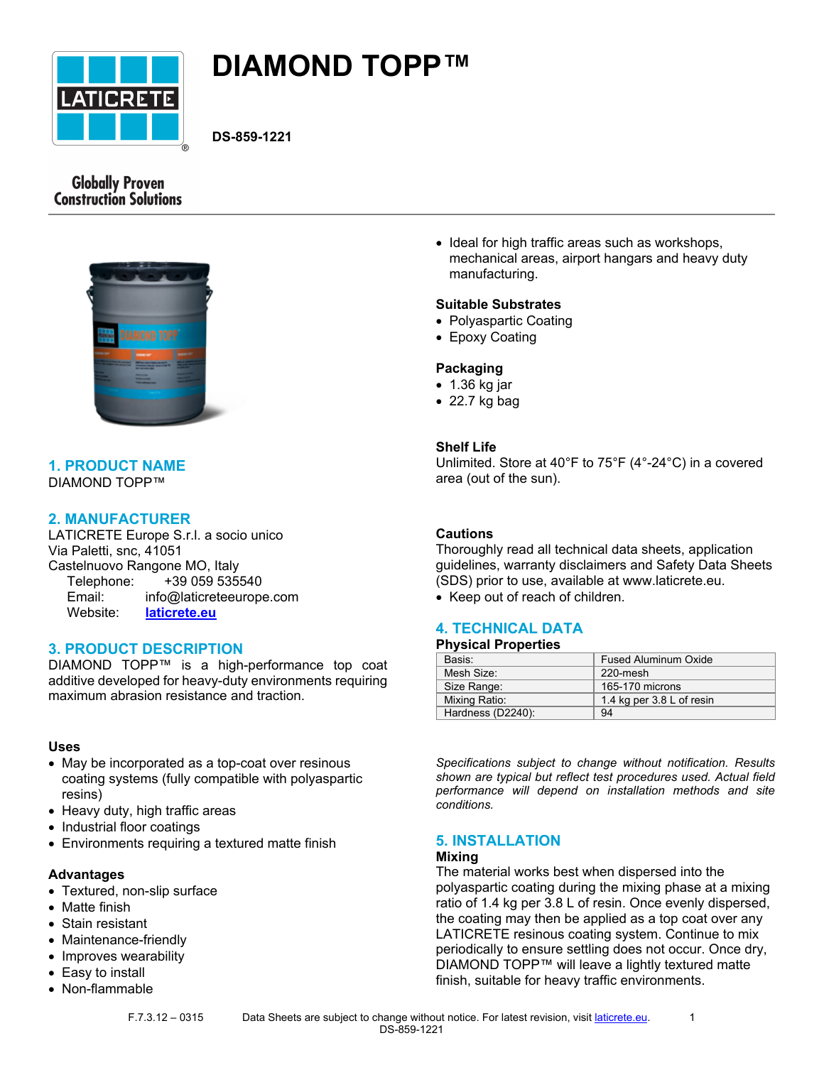# DIAMOND TOPP™

**DS-859-1221**

Globally Proven Construction Solutions

## 1. PRODUCT NAME

DIAMOND TOPP™

## 2. MANUFACTURER

LATICRETE Europe S.r.l. a socio unico
Via Paletti, snc, 41051
Castelnuovo Rangone MO, Italy
Telephone: +39 059 535540
Email: info@laticreteeurope.com
Website: laticrete.eu

## 3. PRODUCT DESCRIPTION

DIAMOND TOPP™ is a high-performance top coat additive developed for heavy-duty environments requiring maximum abrasion resistance and traction.

### Uses

- May be incorporated as a top-coat over resinous coating systems (fully compatible with polyaspartic resins)
- Heavy duty, high traffic areas
- Industrial floor coatings
- Environments requiring a textured matte finish

### Advantages

- Textured, non-slip surface
- Matte finish
- Stain resistant
- Maintenance-friendly
- Improves wearability
- Easy to install
- Non-flammable
- Ideal for high traffic areas such as workshops, mechanical areas, airport hangars and heavy duty manufacturing.

### Suitable Substrates

- Polyaspartic Coating
- Epoxy Coating

### Packaging

- 1.36 kg jar
- 22.7 kg bag

### Shelf Life

Unlimited. Store at 40°F to 75°F (4°-24°C) in a covered area (out of the sun).

### Cautions

Thoroughly read all technical data sheets, application guidelines, warranty disclaimers and Safety Data Sheets (SDS) prior to use, available at www.laticrete.eu.

- Keep out of reach of children.

## 4. TECHNICAL DATA

### Physical Properties

| Property | Value |
|---|---|
| Basis: | Fused Aluminum Oxide |
| Mesh Size: | 220-mesh |
| Size Range: | 165-170 microns |
| Mixing Ratio: | 1.4 kg per 3.8 L of resin |
| Hardness (D2240): | 94 |

*Specifications subject to change without notification. Results shown are typical but reflect test procedures used. Actual field performance will depend on installation methods and site conditions.*

## 5. INSTALLATION

### Mixing

The material works best when dispersed into the polyaspartic coating during the mixing phase at a mixing ratio of 1.4 kg per 3.8 L of resin. Once evenly dispersed, the coating may then be applied as a top coat over any LATICRETE resinous coating system. Continue to mix periodically to ensure settling does not occur. Once dry, DIAMOND TOPP™ will leave a lightly textured matte finish, suitable for heavy traffic environments.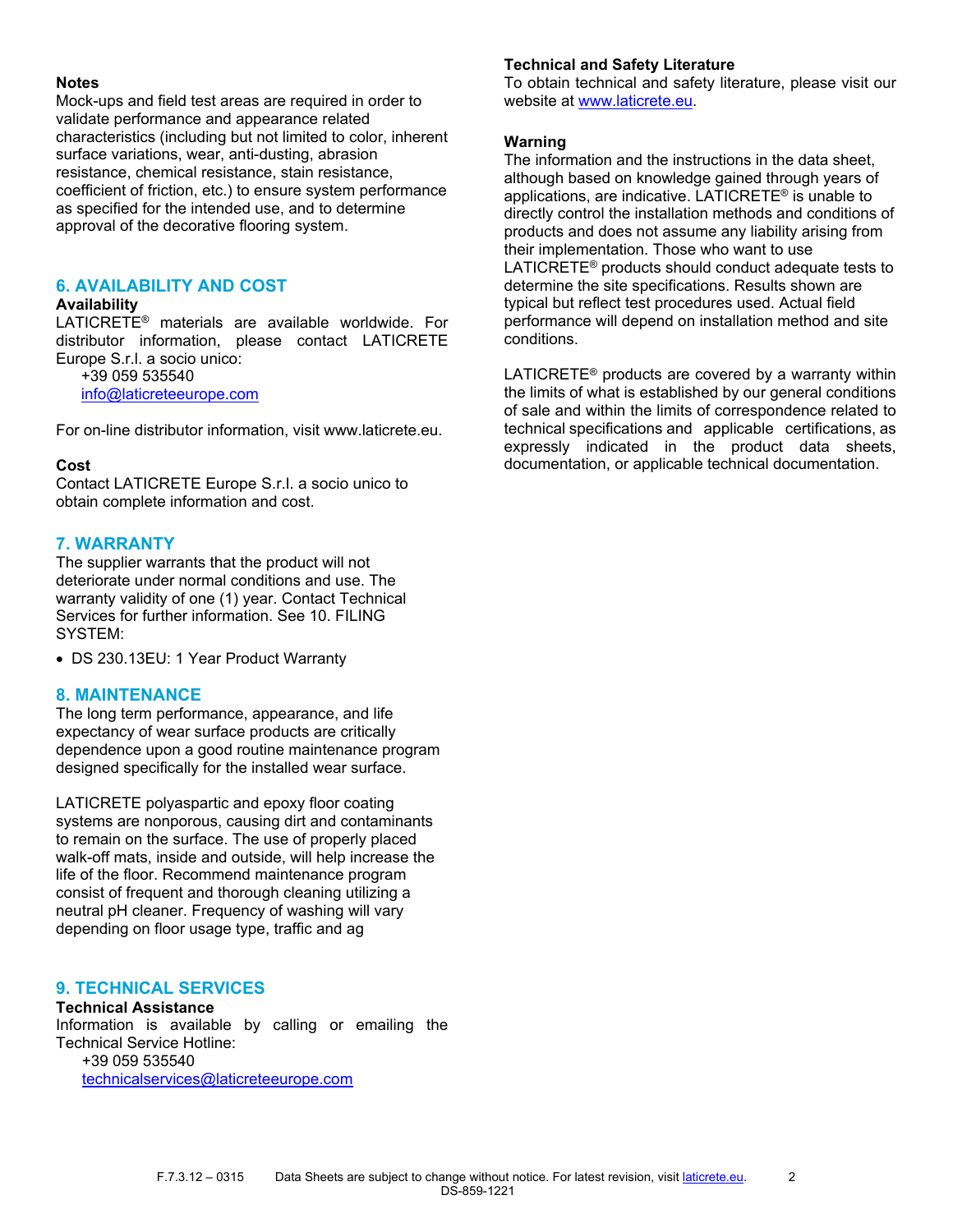**Notes**

Mock-ups and field test areas are required in order to validate performance and appearance related characteristics (including but not limited to color, inherent surface variations, wear, anti-dusting, abrasion resistance, chemical resistance, stain resistance, coefficient of friction, etc.) to ensure system performance as specified for the intended use, and to determine approval of the decorative flooring system.

## 6. AVAILABILITY AND COST

**Availability**

LATICRETE® materials are available worldwide. For distributor information, please contact LATICRETE Europe S.r.l. a socio unico:

+39 059 535540
info@laticreteeurope.com

For on-line distributor information, visit www.laticrete.eu.

**Cost**

Contact LATICRETE Europe S.r.l. a socio unico to obtain complete information and cost.

## 7. WARRANTY

The supplier warrants that the product will not deteriorate under normal conditions and use. The warranty validity of one (1) year. Contact Technical Services for further information. See 10. FILING SYSTEM:

- DS 230.13EU: 1 Year Product Warranty

## 8. MAINTENANCE

The long term performance, appearance, and life expectancy of wear surface products are critically dependence upon a good routine maintenance program designed specifically for the installed wear surface.

LATICRETE polyaspartic and epoxy floor coating systems are nonporous, causing dirt and contaminants to remain on the surface. The use of properly placed walk-off mats, inside and outside, will help increase the life of the floor. Recommend maintenance program consist of frequent and thorough cleaning utilizing a neutral pH cleaner. Frequency of washing will vary depending on floor usage type, traffic and ag

## 9. TECHNICAL SERVICES

**Technical Assistance**

Information is available by calling or emailing the Technical Service Hotline:

+39 059 535540
technicalservices@laticreteeurope.com

**Technical and Safety Literature**

To obtain technical and safety literature, please visit our website at www.laticrete.eu.

**Warning**

The information and the instructions in the data sheet, although based on knowledge gained through years of applications, are indicative. LATICRETE® is unable to directly control the installation methods and conditions of products and does not assume any liability arising from their implementation. Those who want to use LATICRETE® products should conduct adequate tests to determine the site specifications. Results shown are typical but reflect test procedures used. Actual field performance will depend on installation method and site conditions.

LATICRETE® products are covered by a warranty within the limits of what is established by our general conditions of sale and within the limits of correspondence related to technical specifications and applicable certifications, as expressly indicated in the product data sheets, documentation, or applicable technical documentation.

F.7.3.12 – 0315 Data Sheets are subject to change without notice. For latest revision, visit laticrete.eu.
DS-859-1221